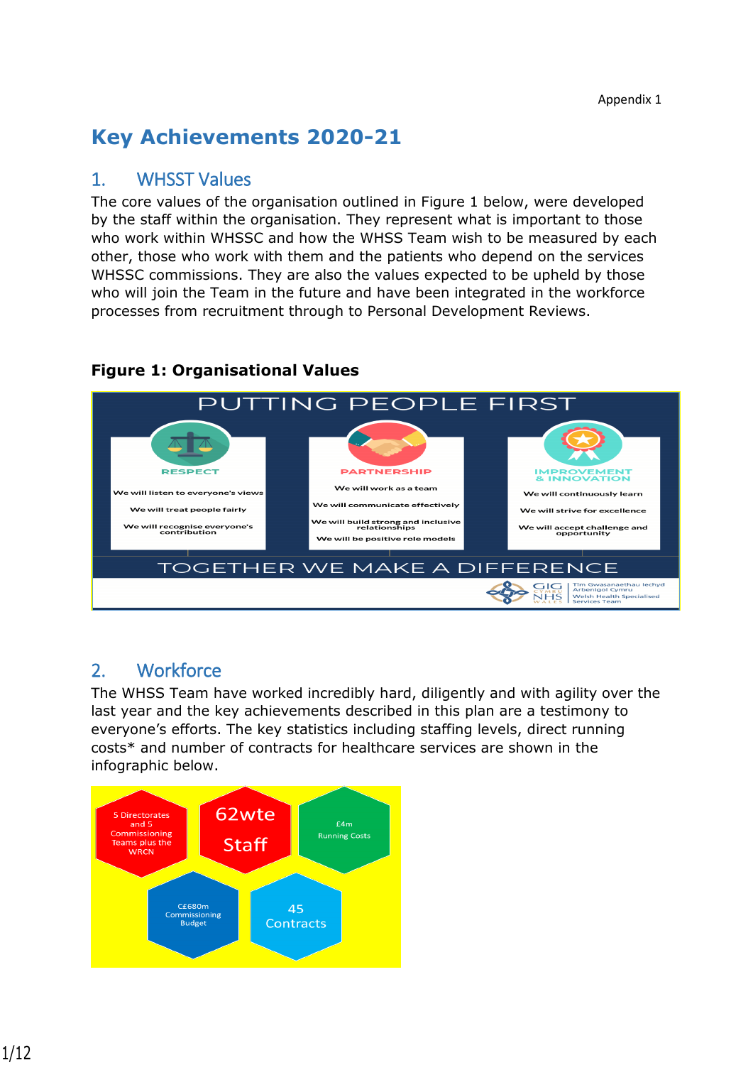Appendix 1

# Key Achievements 2020-21

## 1. WHSST Values

The core values of the organisation outlined in Figure 1 below, were developed by the staff within the organisation. They represent what is important to those who work within WHSSC and how the WHSS Team wish to be measured by each other, those who work with them and the patients who depend on the services WHSSC commissions. They are also the values expected to be upheld by those who will join the Team in the future and have been integrated in the workforce processes from recruitment through to Personal Development Reviews.

**Figure 1: Organisational Values**

PUTTING PEOPLE FIRST

**RESPECT**
- We will listen to everyone's views
- We will treat people fairly
- We will recognise everyone's contribution

**PARTNERSHIP**
- We will work as a team
- We will communicate effectively
- We will build strong and inclusive relationships
- We will be positive role models

**IMPROVEMENT & INNOVATION**
- We will continuously learn
- We will strive for excellence
- We will accept challenge and opportunity

TOGETHER WE MAKE A DIFFERENCE

GIG CYMRU NHS WALES | Tîm Gwasanaethau Iechyd Arbenigol Cymru | Welsh Health Specialised Services Team

## 2. Workforce

The WHSS Team have worked incredibly hard, diligently and with agility over the last year and the key achievements described in this plan are a testimony to everyone's efforts. The key statistics including staffing levels, direct running costs* and number of contracts for healthcare services are shown in the infographic below.

- 5 Directorates and 5 Commissioning Teams plus the WRCN
- 62wte Staff
- £4m Running Costs
- C£680m Commissioning Budget
- 45 Contracts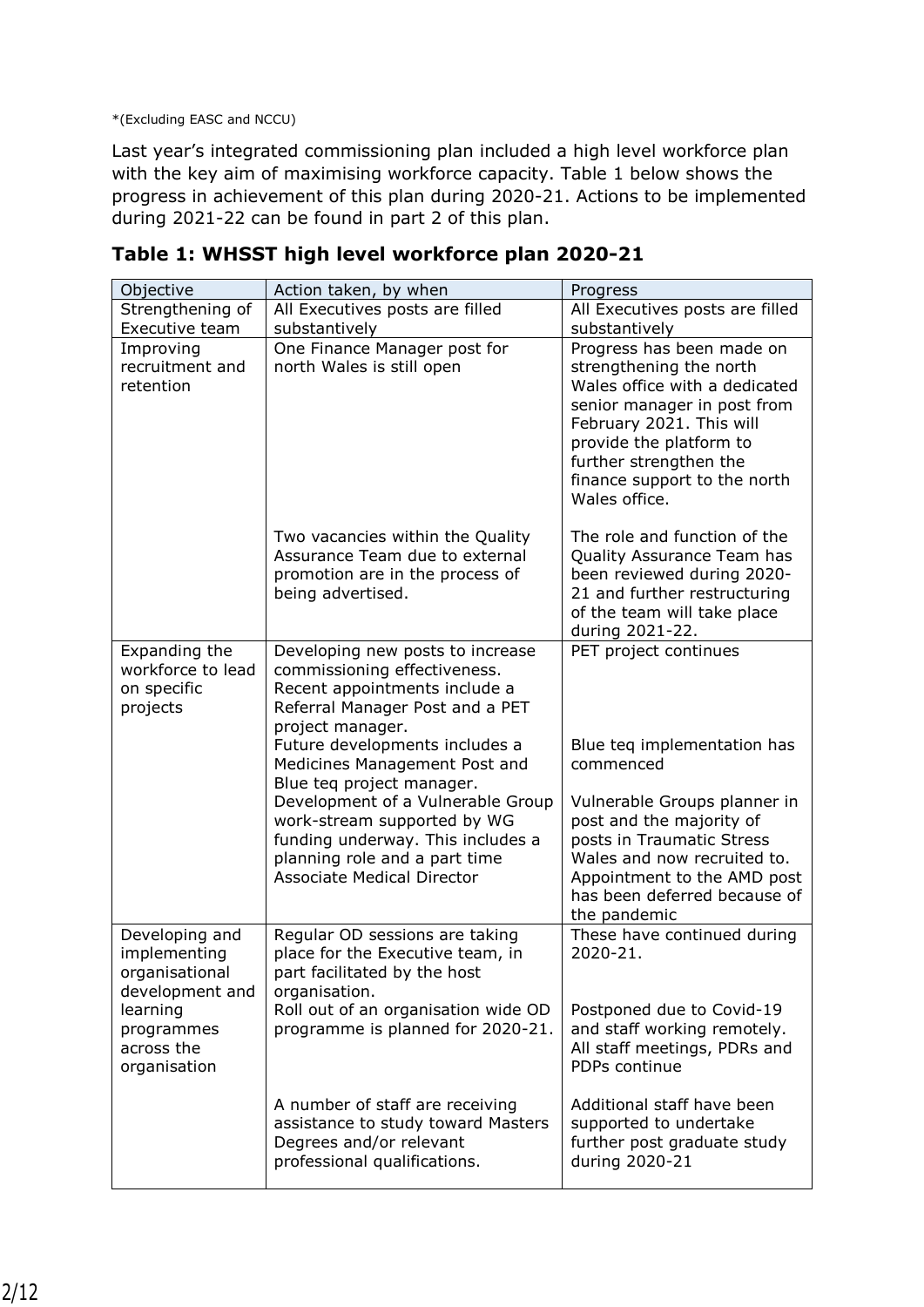*(Excluding EASC and NCCU)

Last year's integrated commissioning plan included a high level workforce plan with the key aim of maximising workforce capacity. Table 1 below shows the progress in achievement of this plan during 2020-21. Actions to be implemented during 2021-22 can be found in part 2 of this plan.

## Table 1: WHSST high level workforce plan 2020-21

| Objective | Action taken, by when | Progress |
|---|---|---|
| Strengthening of Executive team | All Executives posts are filled substantively | All Executives posts are filled substantively |
| Improving recruitment and retention | One Finance Manager post for north Wales is still open | Progress has been made on strengthening the north Wales office with a dedicated senior manager in post from February 2021. This will provide the platform to further strengthen the finance support to the north Wales office. |
| | Two vacancies within the Quality Assurance Team due to external promotion are in the process of being advertised. | The role and function of the Quality Assurance Team has been reviewed during 2020-21 and further restructuring of the team will take place during 2021-22. |
| Expanding the workforce to lead on specific projects | Developing new posts to increase commissioning effectiveness. Recent appointments include a Referral Manager Post and a PET project manager. | PET project continues |
| | Future developments includes a Medicines Management Post and Blue teq project manager. | Blue teq implementation has commenced |
| | Development of a Vulnerable Group work-stream supported by WG funding underway. This includes a planning role and a part time Associate Medical Director | Vulnerable Groups planner in post and the majority of posts in Traumatic Stress Wales and now recruited to. Appointment to the AMD post has been deferred because of the pandemic |
| Developing and implementing organisational development and learning programmes across the organisation | Regular OD sessions are taking place for the Executive team, in part facilitated by the host organisation. | These have continued during 2020-21. |
| | Roll out of an organisation wide OD programme is planned for 2020-21. | Postponed due to Covid-19 and staff working remotely. All staff meetings, PDRs and PDPs continue |
| | A number of staff are receiving assistance to study toward Masters Degrees and/or relevant professional qualifications. | Additional staff have been supported to undertake further post graduate study during 2020-21 |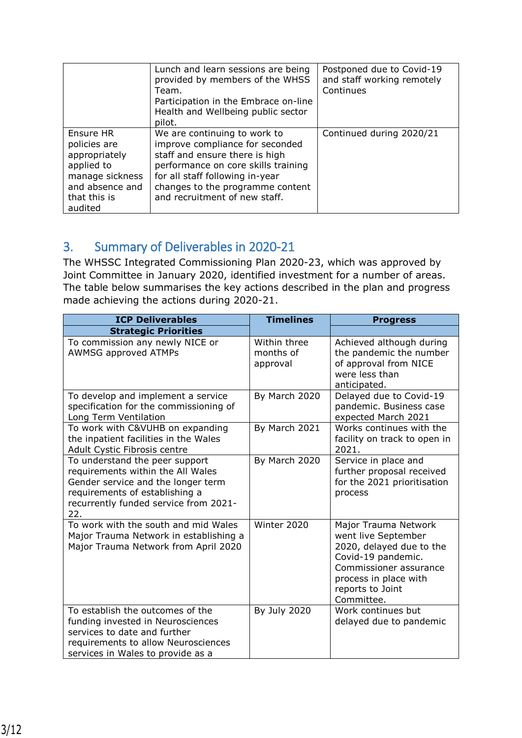|  |  |  |
|---|---|---|
|  | Lunch and learn sessions are being provided by members of the WHSS Team.<br>Participation in the Embrace on-line Health and Wellbeing public sector pilot. | Postponed due to Covid-19 and staff working remotely<br>Continues |
| Ensure HR policies are appropriately applied to manage sickness and absence and that this is audited | We are continuing to work to improve compliance for seconded staff and ensure there is high performance on core skills training for all staff following in-year changes to the programme content and recruitment of new staff. | Continued during 2020/21 |

## 3. Summary of Deliverables in 2020-21

The WHSSC Integrated Commissioning Plan 2020-23, which was approved by Joint Committee in January 2020, identified investment for a number of areas. The table below summarises the key actions described in the plan and progress made achieving the actions during 2020-21.

| **ICP Deliverables** | **Timelines** | **Progress** |
|---|---|---|
| **Strategic Priorities** | | |
| To commission any newly NICE or AWMSG approved ATMPs | Within three months of approval | Achieved although during the pandemic the number of approval from NICE were less than anticipated. |
| To develop and implement a service specification for the commissioning of Long Term Ventilation | By March 2020 | Delayed due to Covid-19 pandemic. Business case expected March 2021 |
| To work with C&VUHB on expanding the inpatient facilities in the Wales Adult Cystic Fibrosis centre | By March 2021 | Works continues with the facility on track to open in 2021. |
| To understand the peer support requirements within the All Wales Gender service and the longer term requirements of establishing a recurrently funded service from 2021-22. | By March 2020 | Service in place and further proposal received for the 2021 prioritisation process |
| To work with the south and mid Wales Major Trauma Network in establishing a Major Trauma Network from April 2020 | Winter 2020 | Major Trauma Network went live September 2020, delayed due to the Covid-19 pandemic. Commissioner assurance process in place with reports to Joint Committee. |
| To establish the outcomes of the funding invested in Neurosciences services to date and further requirements to allow Neurosciences services in Wales to provide as a | By July 2020 | Work continues but delayed due to pandemic |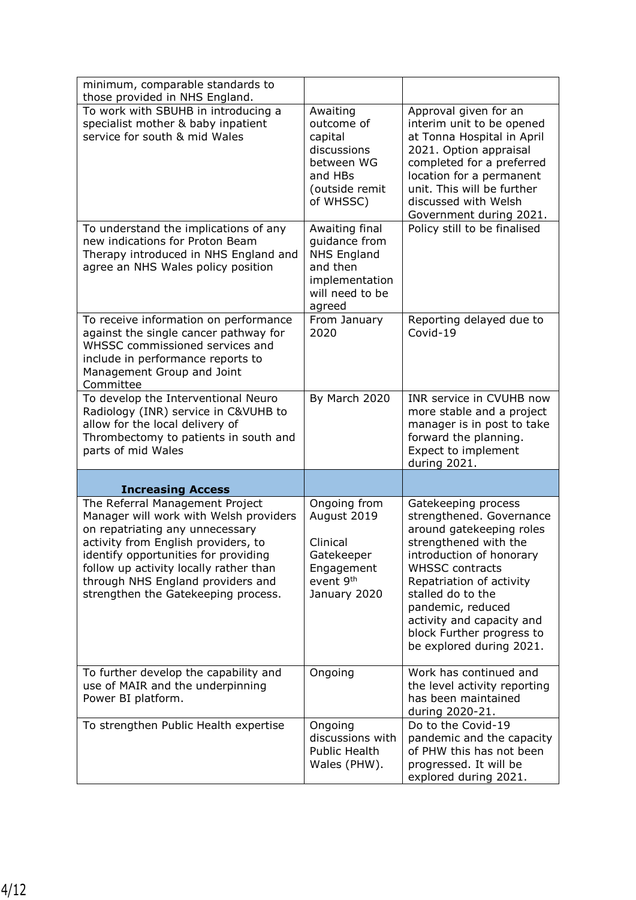| | | |
|---|---|---|
| minimum, comparable standards to those provided in NHS England. | | |
| To work with SBUHB in introducing a specialist mother & baby inpatient service for south & mid Wales | Awaiting outcome of capital discussions between WG and HBs (outside remit of WHSSC) | Approval given for an interim unit to be opened at Tonna Hospital in April 2021. Option appraisal completed for a preferred location for a permanent unit. This will be further discussed with Welsh Government during 2021. |
| To understand the implications of any new indications for Proton Beam Therapy introduced in NHS England and agree an NHS Wales policy position | Awaiting final guidance from NHS England and then implementation will need to be agreed | Policy still to be finalised |
| To receive information on performance against the single cancer pathway for WHSSC commissioned services and include in performance reports to Management Group and Joint Committee | From January 2020 | Reporting delayed due to Covid-19 |
| To develop the Interventional Neuro Radiology (INR) service in C&VUHB to allow for the local delivery of Thrombectomy to patients in south and parts of mid Wales | By March 2020 | INR service in CVUHB now more stable and a project manager is in post to take forward the planning. Expect to implement during 2021. |
| **Increasing Access** | | |
| The Referral Management Project Manager will work with Welsh providers on repatriating any unnecessary activity from English providers, to identify opportunities for providing follow up activity locally rather than through NHS England providers and strengthen the Gatekeeping process. | Ongoing from August 2019<br><br>Clinical Gatekeeper Engagement event 9th January 2020 | Gatekeeping process strengthened. Governance around gatekeeping roles strengthened with the introduction of honorary WHSSC contracts Repatriation of activity stalled do to the pandemic, reduced activity and capacity and block Further progress to be explored during 2021. |
| To further develop the capability and use of MAIR and the underpinning Power BI platform. | Ongoing | Work has continued and the level activity reporting has been maintained during 2020-21. |
| To strengthen Public Health expertise | Ongoing discussions with Public Health Wales (PHW). | Do to the Covid-19 pandemic and the capacity of PHW this has not been progressed. It will be explored during 2021. |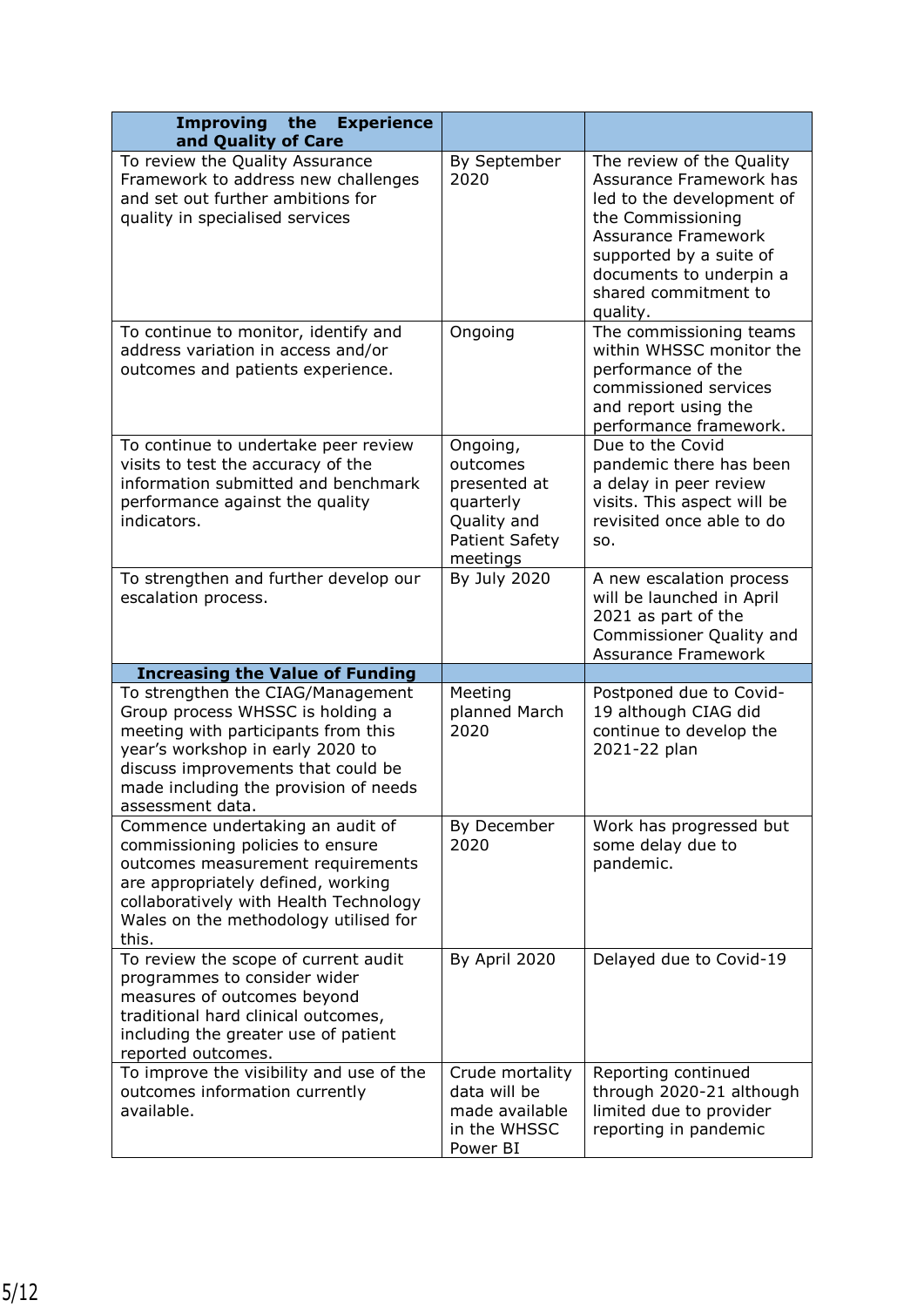| **Improving the Experience and Quality of Care** | | |
|---|---|---|
| To review the Quality Assurance Framework to address new challenges and set out further ambitions for quality in specialised services | By September 2020 | The review of the Quality Assurance Framework has led to the development of the Commissioning Assurance Framework supported by a suite of documents to underpin a shared commitment to quality. |
| To continue to monitor, identify and address variation in access and/or outcomes and patients experience. | Ongoing | The commissioning teams within WHSSC monitor the performance of the commissioned services and report using the performance framework. |
| To continue to undertake peer review visits to test the accuracy of the information submitted and benchmark performance against the quality indicators. | Ongoing, outcomes presented at quarterly Quality and Patient Safety meetings | Due to the Covid pandemic there has been a delay in peer review visits. This aspect will be revisited once able to do so. |
| To strengthen and further develop our escalation process. | By July 2020 | A new escalation process will be launched in April 2021 as part of the Commissioner Quality and Assurance Framework |
| **Increasing the Value of Funding** | | |
| To strengthen the CIAG/Management Group process WHSSC is holding a meeting with participants from this year's workshop in early 2020 to discuss improvements that could be made including the provision of needs assessment data. | Meeting planned March 2020 | Postponed due to Covid-19 although CIAG did continue to develop the 2021-22 plan |
| Commence undertaking an audit of commissioning policies to ensure outcomes measurement requirements are appropriately defined, working collaboratively with Health Technology Wales on the methodology utilised for this. | By December 2020 | Work has progressed but some delay due to pandemic. |
| To review the scope of current audit programmes to consider wider measures of outcomes beyond traditional hard clinical outcomes, including the greater use of patient reported outcomes. | By April 2020 | Delayed due to Covid-19 |
| To improve the visibility and use of the outcomes information currently available. | Crude mortality data will be made available in the WHSSC Power BI | Reporting continued through 2020-21 although limited due to provider reporting in pandemic |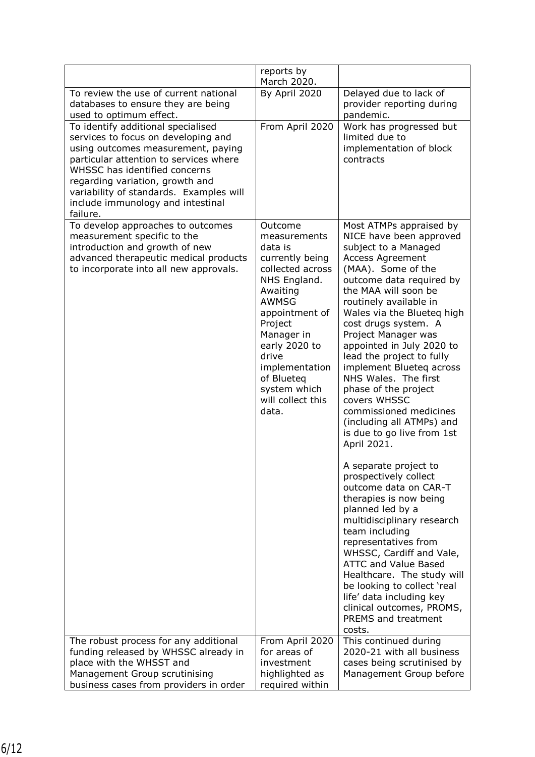|  |  |  |
| --- | --- | --- |
|  | reports by March 2020. |  |
| To review the use of current national databases to ensure they are being used to optimum effect. | By April 2020 | Delayed due to lack of provider reporting during pandemic. |
| To identify additional specialised services to focus on developing and using outcomes measurement, paying particular attention to services where WHSSC has identified concerns regarding variation, growth and variability of standards. Examples will include immunology and intestinal failure. | From April 2020 | Work has progressed but limited due to implementation of block contracts |
| To develop approaches to outcomes measurement specific to the introduction and growth of new advanced therapeutic medical products to incorporate into all new approvals. | Outcome measurements data is currently being collected across NHS England. Awaiting AWMSG appointment of Project Manager in early 2020 to drive implementation of Blueteq system which will collect this data. | Most ATMPs appraised by NICE have been approved subject to a Managed Access Agreement (MAA). Some of the outcome data required by the MAA will soon be routinely available in Wales via the Blueteq high cost drugs system. A Project Manager was appointed in July 2020 to lead the project to fully implement Blueteq across NHS Wales. The first phase of the project covers WHSSC commissioned medicines (including all ATMPs) and is due to go live from 1st April 2021.<br><br>A separate project to prospectively collect outcome data on CAR-T therapies is now being planned led by a multidisciplinary research team including representatives from WHSSC, Cardiff and Vale, ATTC and Value Based Healthcare. The study will be looking to collect 'real life' data including key clinical outcomes, PROMS, PREMS and treatment costs. |
| The robust process for any additional funding released by WHSSC already in place with the WHSST and Management Group scrutinising business cases from providers in order | From April 2020 for areas of investment highlighted as required within | This continued during 2020-21 with all business cases being scrutinised by Management Group before |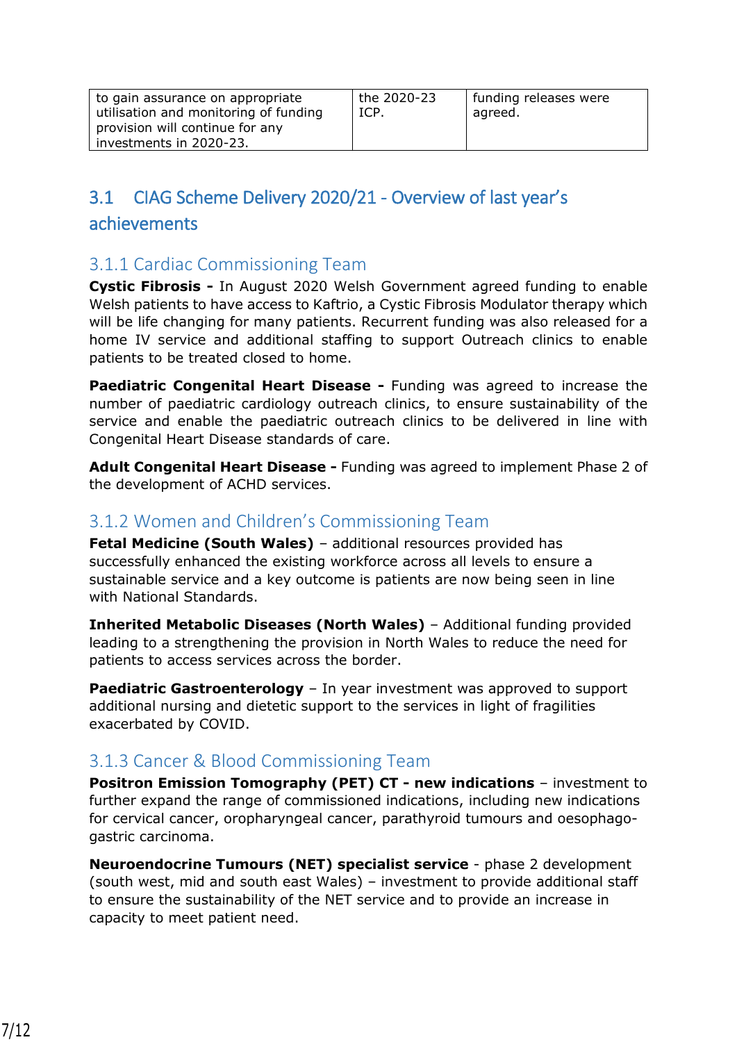| to gain assurance on appropriate utilisation and monitoring of funding provision will continue for any investments in 2020-23. | the 2020-23 ICP. | funding releases were agreed. |
|---|---|---|

## 3.1 CIAG Scheme Delivery 2020/21 - Overview of last year's achievements

### 3.1.1 Cardiac Commissioning Team

**Cystic Fibrosis -** In August 2020 Welsh Government agreed funding to enable Welsh patients to have access to Kaftrio, a Cystic Fibrosis Modulator therapy which will be life changing for many patients. Recurrent funding was also released for a home IV service and additional staffing to support Outreach clinics to enable patients to be treated closed to home.

**Paediatric Congenital Heart Disease -** Funding was agreed to increase the number of paediatric cardiology outreach clinics, to ensure sustainability of the service and enable the paediatric outreach clinics to be delivered in line with Congenital Heart Disease standards of care.

**Adult Congenital Heart Disease -** Funding was agreed to implement Phase 2 of the development of ACHD services.

### 3.1.2 Women and Children's Commissioning Team

**Fetal Medicine (South Wales)** – additional resources provided has successfully enhanced the existing workforce across all levels to ensure a sustainable service and a key outcome is patients are now being seen in line with National Standards.

**Inherited Metabolic Diseases (North Wales)** – Additional funding provided leading to a strengthening the provision in North Wales to reduce the need for patients to access services across the border.

**Paediatric Gastroenterology** – In year investment was approved to support additional nursing and dietetic support to the services in light of fragilities exacerbated by COVID.

### 3.1.3 Cancer & Blood Commissioning Team

**Positron Emission Tomography (PET) CT - new indications** – investment to further expand the range of commissioned indications, including new indications for cervical cancer, oropharyngeal cancer, parathyroid tumours and oesophago-gastric carcinoma.

**Neuroendocrine Tumours (NET) specialist service** - phase 2 development (south west, mid and south east Wales) – investment to provide additional staff to ensure the sustainability of the NET service and to provide an increase in capacity to meet patient need.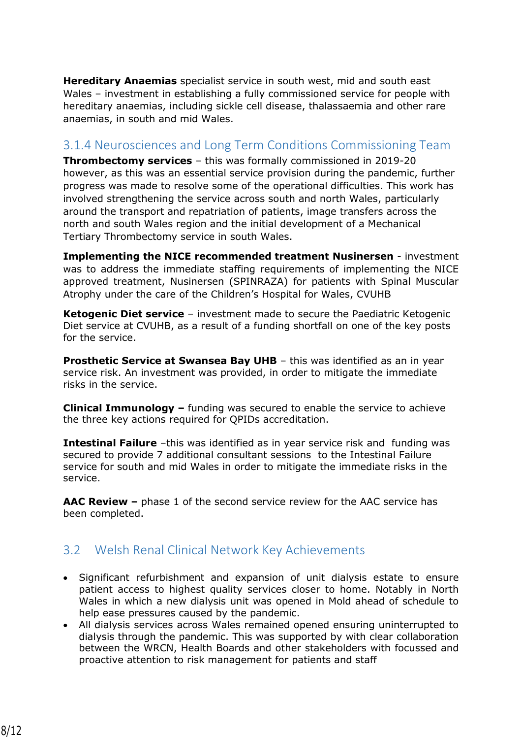**Hereditary Anaemias** specialist service in south west, mid and south east Wales – investment in establishing a fully commissioned service for people with hereditary anaemias, including sickle cell disease, thalassaemia and other rare anaemias, in south and mid Wales.

### 3.1.4 Neurosciences and Long Term Conditions Commissioning Team

**Thrombectomy services** – this was formally commissioned in 2019-20 however, as this was an essential service provision during the pandemic, further progress was made to resolve some of the operational difficulties. This work has involved strengthening the service across south and north Wales, particularly around the transport and repatriation of patients, image transfers across the north and south Wales region and the initial development of a Mechanical Tertiary Thrombectomy service in south Wales.

**Implementing the NICE recommended treatment Nusinersen** - investment was to address the immediate staffing requirements of implementing the NICE approved treatment, Nusinersen (SPINRAZA) for patients with Spinal Muscular Atrophy under the care of the Children's Hospital for Wales, CVUHB

**Ketogenic Diet service** – investment made to secure the Paediatric Ketogenic Diet service at CVUHB, as a result of a funding shortfall on one of the key posts for the service.

**Prosthetic Service at Swansea Bay UHB** – this was identified as an in year service risk. An investment was provided, in order to mitigate the immediate risks in the service.

**Clinical Immunology –** funding was secured to enable the service to achieve the three key actions required for QPIDs accreditation.

**Intestinal Failure** –this was identified as in year service risk and funding was secured to provide 7 additional consultant sessions to the Intestinal Failure service for south and mid Wales in order to mitigate the immediate risks in the service.

**AAC Review –** phase 1 of the second service review for the AAC service has been completed.

## 3.2 Welsh Renal Clinical Network Key Achievements

- Significant refurbishment and expansion of unit dialysis estate to ensure patient access to highest quality services closer to home. Notably in North Wales in which a new dialysis unit was opened in Mold ahead of schedule to help ease pressures caused by the pandemic.
- All dialysis services across Wales remained opened ensuring uninterrupted to dialysis through the pandemic. This was supported by with clear collaboration between the WRCN, Health Boards and other stakeholders with focussed and proactive attention to risk management for patients and staff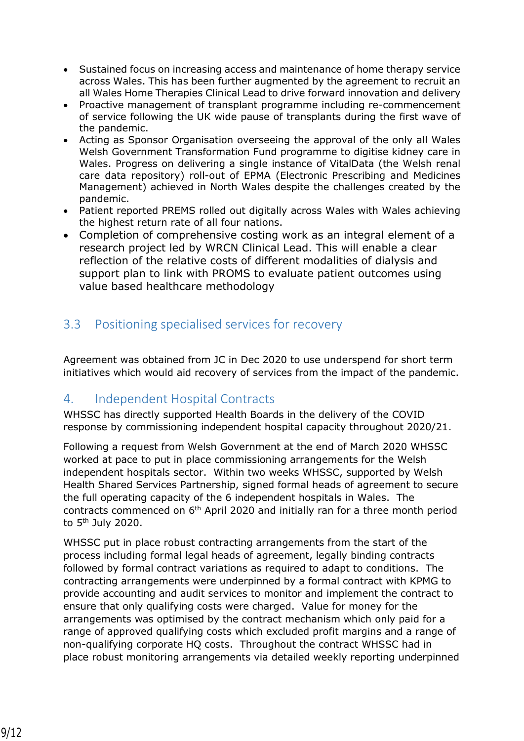- Sustained focus on increasing access and maintenance of home therapy service across Wales. This has been further augmented by the agreement to recruit an all Wales Home Therapies Clinical Lead to drive forward innovation and delivery
- Proactive management of transplant programme including re-commencement of service following the UK wide pause of transplants during the first wave of the pandemic.
- Acting as Sponsor Organisation overseeing the approval of the only all Wales Welsh Government Transformation Fund programme to digitise kidney care in Wales. Progress on delivering a single instance of VitalData (the Welsh renal care data repository) roll-out of EPMA (Electronic Prescribing and Medicines Management) achieved in North Wales despite the challenges created by the pandemic.
- Patient reported PREMS rolled out digitally across Wales with Wales achieving the highest return rate of all four nations.
- Completion of comprehensive costing work as an integral element of a research project led by WRCN Clinical Lead. This will enable a clear reflection of the relative costs of different modalities of dialysis and support plan to link with PROMS to evaluate patient outcomes using value based healthcare methodology

### 3.3 Positioning specialised services for recovery

Agreement was obtained from JC in Dec 2020 to use underspend for short term initiatives which would aid recovery of services from the impact of the pandemic.

## 4. Independent Hospital Contracts

WHSSC has directly supported Health Boards in the delivery of the COVID response by commissioning independent hospital capacity throughout 2020/21.

Following a request from Welsh Government at the end of March 2020 WHSSC worked at pace to put in place commissioning arrangements for the Welsh independent hospitals sector. Within two weeks WHSSC, supported by Welsh Health Shared Services Partnership, signed formal heads of agreement to secure the full operating capacity of the 6 independent hospitals in Wales. The contracts commenced on 6th April 2020 and initially ran for a three month period to 5th July 2020.

WHSSC put in place robust contracting arrangements from the start of the process including formal legal heads of agreement, legally binding contracts followed by formal contract variations as required to adapt to conditions. The contracting arrangements were underpinned by a formal contract with KPMG to provide accounting and audit services to monitor and implement the contract to ensure that only qualifying costs were charged. Value for money for the arrangements was optimised by the contract mechanism which only paid for a range of approved qualifying costs which excluded profit margins and a range of non-qualifying corporate HQ costs. Throughout the contract WHSSC had in place robust monitoring arrangements via detailed weekly reporting underpinned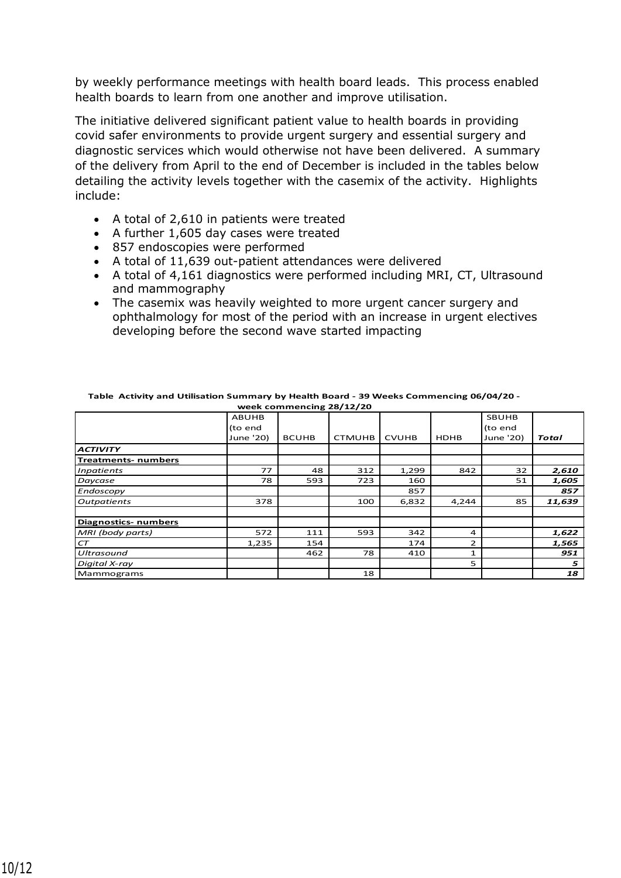by weekly performance meetings with health board leads. This process enabled health boards to learn from one another and improve utilisation.

The initiative delivered significant patient value to health boards in providing covid safer environments to provide urgent surgery and essential surgery and diagnostic services which would otherwise not have been delivered. A summary of the delivery from April to the end of December is included in the tables below detailing the activity levels together with the casemix of the activity. Highlights include:

- A total of 2,610 in patients were treated
- A further 1,605 day cases were treated
- 857 endoscopies were performed
- A total of 11,639 out-patient attendances were delivered
- A total of 4,161 diagnostics were performed including MRI, CT, Ultrasound and mammography
- The casemix was heavily weighted to more urgent cancer surgery and ophthalmology for most of the period with an increase in urgent electives developing before the second wave started impacting

**Table Activity and Utilisation Summary by Health Board - 39 Weeks Commencing 06/04/20 - week commencing 28/12/20**

| | ABUHB (to end June '20) | BCUHB | CTMUHB | CVUHB | HDHB | SBUHB (to end June '20) | *Total* |
|---|---|---|---|---|---|---|---|
| ***ACTIVITY*** | | | | | | | |
| **Treatments- numbers** | | | | | | | |
| *Inpatients* | 77 | 48 | 312 | 1,299 | 842 | 32 | ***2,610*** |
| *Daycase* | 78 | 593 | 723 | 160 | | 51 | ***1,605*** |
| *Endoscopy* | | | | 857 | | | ***857*** |
| *Outpatients* | 378 | | 100 | 6,832 | 4,244 | 85 | ***11,639*** |
| | | | | | | | |
| **Diagnostics- numbers** | | | | | | | |
| *MRI (body parts)* | 572 | 111 | 593 | 342 | 4 | | ***1,622*** |
| *CT* | 1,235 | 154 | | 174 | 2 | | ***1,565*** |
| *Ultrasound* | | 462 | 78 | 410 | 1 | | ***951*** |
| *Digital X-ray* | | | | | 5 | | ***5*** |
| Mammograms | | | 18 | | | | ***18*** |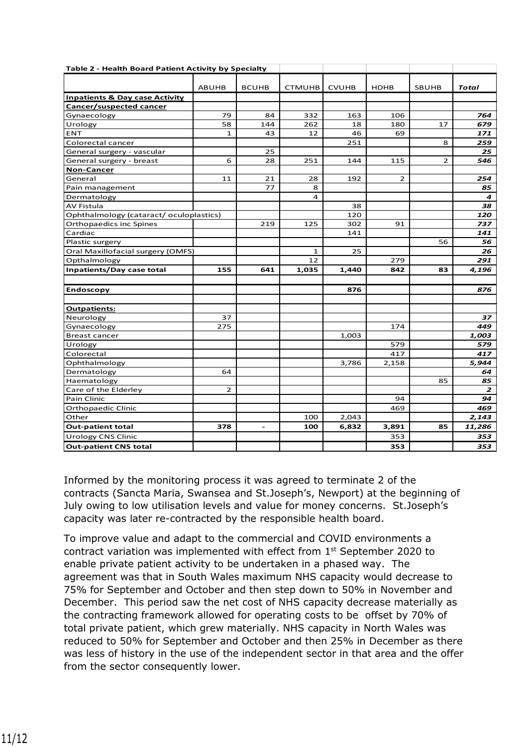**Table 2 - Health Board Patient Activity by Specialty**

| | ABUHB | BCUHB | CTMUHB | CVUHB | HDHB | SBUHB | *Total* |
|---|---|---|---|---|---|---|---|
| **Inpatients & Day case Activity** | | | | | | | |
| **Cancer/suspected cancer** | | | | | | | |
| Gynaecology | 79 | 84 | 332 | 163 | 106 | | ***764*** |
| Urology | 58 | 144 | 262 | 18 | 180 | 17 | ***679*** |
| ENT | 1 | 43 | 12 | 46 | 69 | | ***171*** |
| Colorectal cancer | | | | 251 | | 8 | ***259*** |
| General surgery - vascular | | 25 | | | | | ***25*** |
| General surgery - breast | 6 | 28 | 251 | 144 | 115 | 2 | ***546*** |
| **Non-Cancer** | | | | | | | |
| General | 11 | 21 | 28 | 192 | 2 | | ***254*** |
| Pain management | | 77 | 8 | | | | ***85*** |
| Dermatology | | | 4 | | | | ***4*** |
| AV Fistula | | | | 38 | | | ***38*** |
| Ophthalmology (cataract/ oculoplastics) | | | | 120 | | | ***120*** |
| Orthopaedics inc Spines | | 219 | 125 | 302 | 91 | | ***737*** |
| Cardiac | | | | 141 | | | ***141*** |
| Plastic surgery | | | | | | 56 | ***56*** |
| Oral Maxillofacial surgery (OMFS) | | | 1 | 25 | | | ***26*** |
| Opthalmology | | | 12 | | 279 | | ***291*** |
| **Inpatients/Day case total** | **155** | **641** | **1,035** | **1,440** | **842** | **83** | ***4,196*** |
| | | | | | | | |
| **Endoscopy** | | | | **876** | | | ***876*** |
| | | | | | | | |
| **Outpatients:** | | | | | | | |
| Neurology | 37 | | | | | | ***37*** |
| Gynaecology | 275 | | | | 174 | | ***449*** |
| Breast cancer | | | | 1,003 | | | ***1,003*** |
| Urology | | | | | 579 | | ***579*** |
| Colorectal | | | | | 417 | | ***417*** |
| Ophthalmology | | | | 3,786 | 2,158 | | ***5,944*** |
| Dermatology | 64 | | | | | | ***64*** |
| Haematology | | | | | | 85 | ***85*** |
| Care of the Elderley | 2 | | | | | | ***2*** |
| Pain Clinic | | | | | 94 | | ***94*** |
| Orthopaedic Clinic | | | | | 469 | | ***469*** |
| Other | | | 100 | 2,043 | | | ***2,143*** |
| **Out-patient total** | **378** | **-** | **100** | **6,832** | **3,891** | **85** | ***11,286*** |
| Urology CNS Clinic | | | | | 353 | | ***353*** |
| **Out-patient CNS total** | | | | | **353** | | ***353*** |

Informed by the monitoring process it was agreed to terminate 2 of the contracts (Sancta Maria, Swansea and St.Joseph's, Newport) at the beginning of July owing to low utilisation levels and value for money concerns. St.Joseph's capacity was later re-contracted by the responsible health board.

To improve value and adapt to the commercial and COVID environments a contract variation was implemented with effect from 1st September 2020 to enable private patient activity to be undertaken in a phased way. The agreement was that in South Wales maximum NHS capacity would decrease to 75% for September and October and then step down to 50% in November and December. This period saw the net cost of NHS capacity decrease materially as the contracting framework allowed for operating costs to be offset by 70% of total private patient, which grew materially. NHS capacity in North Wales was reduced to 50% for September and October and then 25% in December as there was less of history in the use of the independent sector in that area and the offer from the sector consequently lower.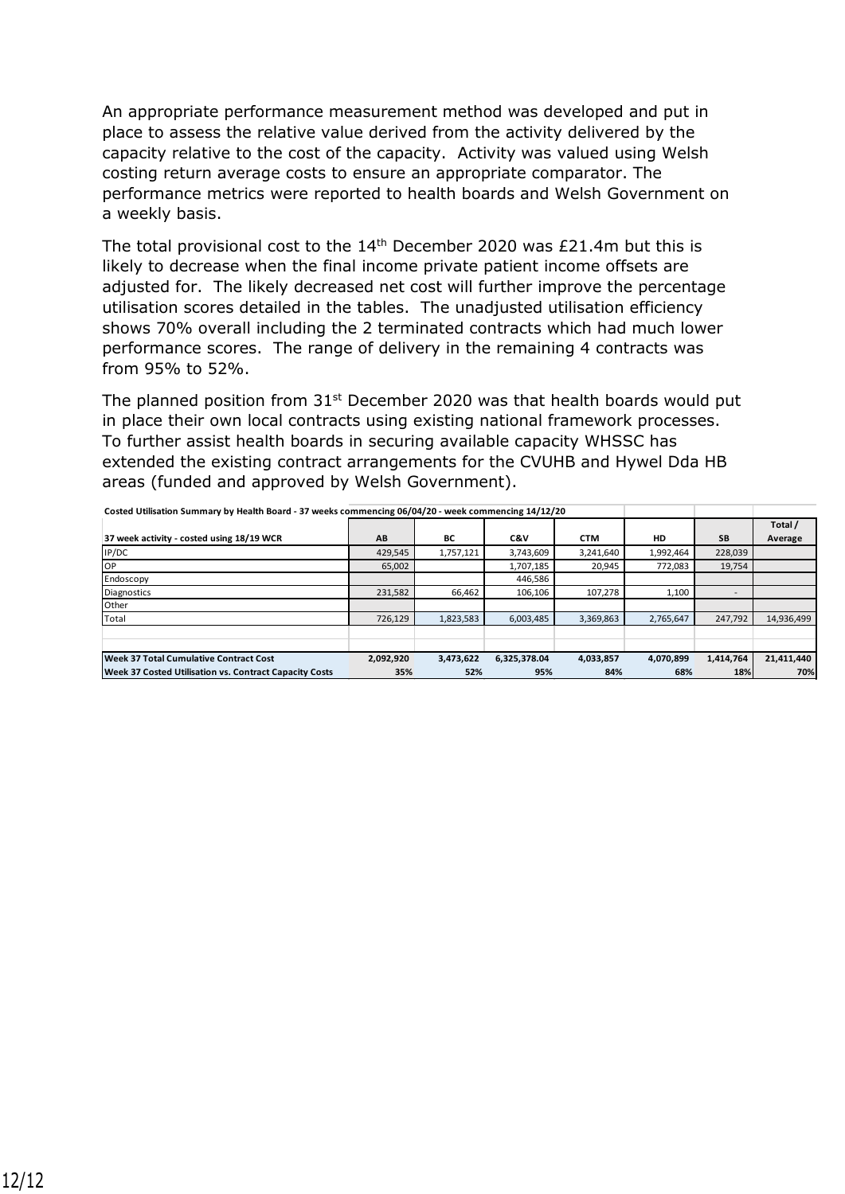An appropriate performance measurement method was developed and put in place to assess the relative value derived from the activity delivered by the capacity relative to the cost of the capacity. Activity was valued using Welsh costing return average costs to ensure an appropriate comparator. The performance metrics were reported to health boards and Welsh Government on a weekly basis.

The total provisional cost to the 14th December 2020 was £21.4m but this is likely to decrease when the final income private patient income offsets are adjusted for. The likely decreased net cost will further improve the percentage utilisation scores detailed in the tables. The unadjusted utilisation efficiency shows 70% overall including the 2 terminated contracts which had much lower performance scores. The range of delivery in the remaining 4 contracts was from 95% to 52%.

The planned position from 31st December 2020 was that health boards would put in place their own local contracts using existing national framework processes. To further assist health boards in securing available capacity WHSSC has extended the existing contract arrangements for the CVUHB and Hywel Dda HB areas (funded and approved by Welsh Government).

**Costed Utilisation Summary by Health Board - 37 weeks commencing 06/04/20 - week commencing 14/12/20**

| 37 week activity - costed using 18/19 WCR | AB | BC | C&V | CTM | HD | SB | Total / Average |
|---|---|---|---|---|---|---|---|
| IP/DC | 429,545 | 1,757,121 | 3,743,609 | 3,241,640 | 1,992,464 | 228,039 | |
| OP | 65,002 | | 1,707,185 | 20,945 | 772,083 | 19,754 | |
| Endoscopy | | | 446,586 | | | | |
| Diagnostics | 231,582 | 66,462 | 106,106 | 107,278 | 1,100 | - | |
| Other | | | | | | | |
| Total | 726,129 | 1,823,583 | 6,003,485 | 3,369,863 | 2,765,647 | 247,792 | 14,936,499 |
| | | | | | | | |
| **Week 37 Total Cumulative Contract Cost** | **2,092,920** | **3,473,622** | **6,325,378.04** | **4,033,857** | **4,070,899** | **1,414,764** | **21,411,440** |
| **Week 37 Costed Utilisation vs. Contract Capacity Costs** | **35%** | **52%** | **95%** | **84%** | **68%** | **18%** | **70%** |